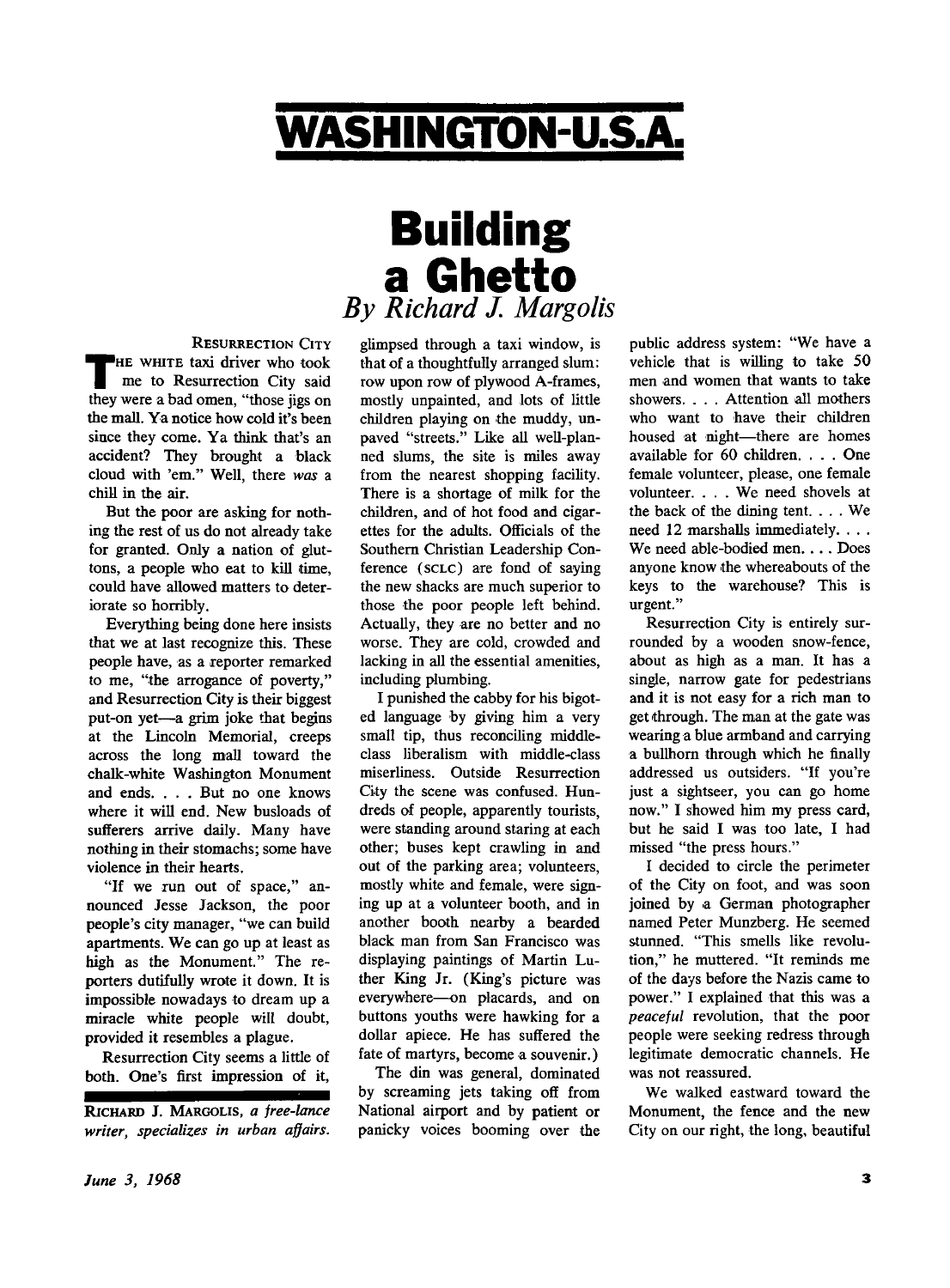# WASHINGTON-U.S.A.

## Building a Ghetto

*By Richard J. Margolis*

RESURRECTION CITY

THE WHITE taxi driver who took me to Resurrection City said they were a bad omen, "those jigs on the mall. Ya notice how cold it's been since they come. Ya think that's an accident? They brought a black cloud with 'em." Well, there *was* a chill in the air.

But the poor are asking for nothing the rest of us do not already take for granted. Only a nation of gluttons, a people who eat to kill time, could have allowed matters to deteriorate so horribly.

Everything being done here insists that we at last recognize this. These people have, as a reporter remarked to me, "the arrogance of poverty," and Resurrection City is their biggest put-on yet—a grim joke that begins at the Lincoln Memorial, creeps across the long mall toward the chalk-white Washington Monument and ends. . . . But no one knows where it will end. New busloads of sufferers arrive daily. Many have nothing in their stomachs; some have violence in their hearts.

"If we run out of space," announced Jesse Jackson, the poor people's city manager, "we can build apartments. We can go up at least as high as the Monument." The reporters dutifully wrote it down. It is impossible nowadays to dream up a miracle white people will doubt, provided it resembles a plague.

Resurrection City seems a little of both. One's first impression of it, glimpsed through a taxi window, is that of a thoughtfully arranged slum: row upon row of plywood A-frames, mostly unpainted, and lots of little children playing on the muddy, unpaved "streets." Like all well-planned slums, the site is miles away from the nearest shopping facility. There is a shortage of milk for the children, and of hot food and cigarettes for the adults. Officials of the Southern Christian Leadership Conference (SCLC) are fond of saying the new shacks are much superior to those the poor people left behind. Actually, they are no better and no worse. They are cold, crowded and lacking in all the essential amenities, including plumbing.

I punished the cabby for his bigoted language by giving him a very small tip, thus reconciling middle-class liberalism with middle-class miserliness. Outside Resurrection City the scene was confused. Hundreds of people, apparently tourists, were standing around staring at each other; buses kept crawling in and out of the parking area; volunteers, mostly white and female, were signing up at a volunteer booth, and in another booth nearby a bearded black man from San Francisco was displaying paintings of Martin Luther King Jr. (King's picture was everywhere—on placards, and on buttons youths were hawking for a dollar apiece. He has suffered the fate of martyrs, become a souvenir.)

The din was general, dominated by screaming jets taking off from National airport and by patient or panicky voices booming over the public address system: "We have a vehicle that is willing to take 50 men and women that wants to take showers. . . . Attention all mothers who want to have their children housed at night—there are homes available for 60 children. . . . One female volunteer, please, one female volunteer. . . . We need shovels at the back of the dining tent. . . . We need 12 marshalls immediately. . . . We need able-bodied men. . . . Does anyone know the whereabouts of the keys to the warehouse? This is urgent."

Resurrection City is entirely surrounded by a wooden snow-fence, about as high as a man. It has a single, narrow gate for pedestrians and it is not easy for a rich man to get through. The man at the gate was wearing a blue armband and carrying a bullhorn through which he finally addressed us outsiders. "If you're just a sightseer, you can go home now." I showed him my press card, but he said I was too late, I had missed "the press hours."

I decided to circle the perimeter of the City on foot, and was soon joined by a German photographer named Peter Munzberg. He seemed stunned. "This smells like revolution," he muttered. "It reminds me of the days before the Nazis came to power." I explained that this was a *peaceful* revolution, that the poor people were seeking redress through legitimate democratic channels. He was not reassured.

We walked eastward toward the Monument, the fence and the new City on our right, the long, beautiful

---

RICHARD J. MARGOLIS, *a free-lance writer, specializes in urban affairs.*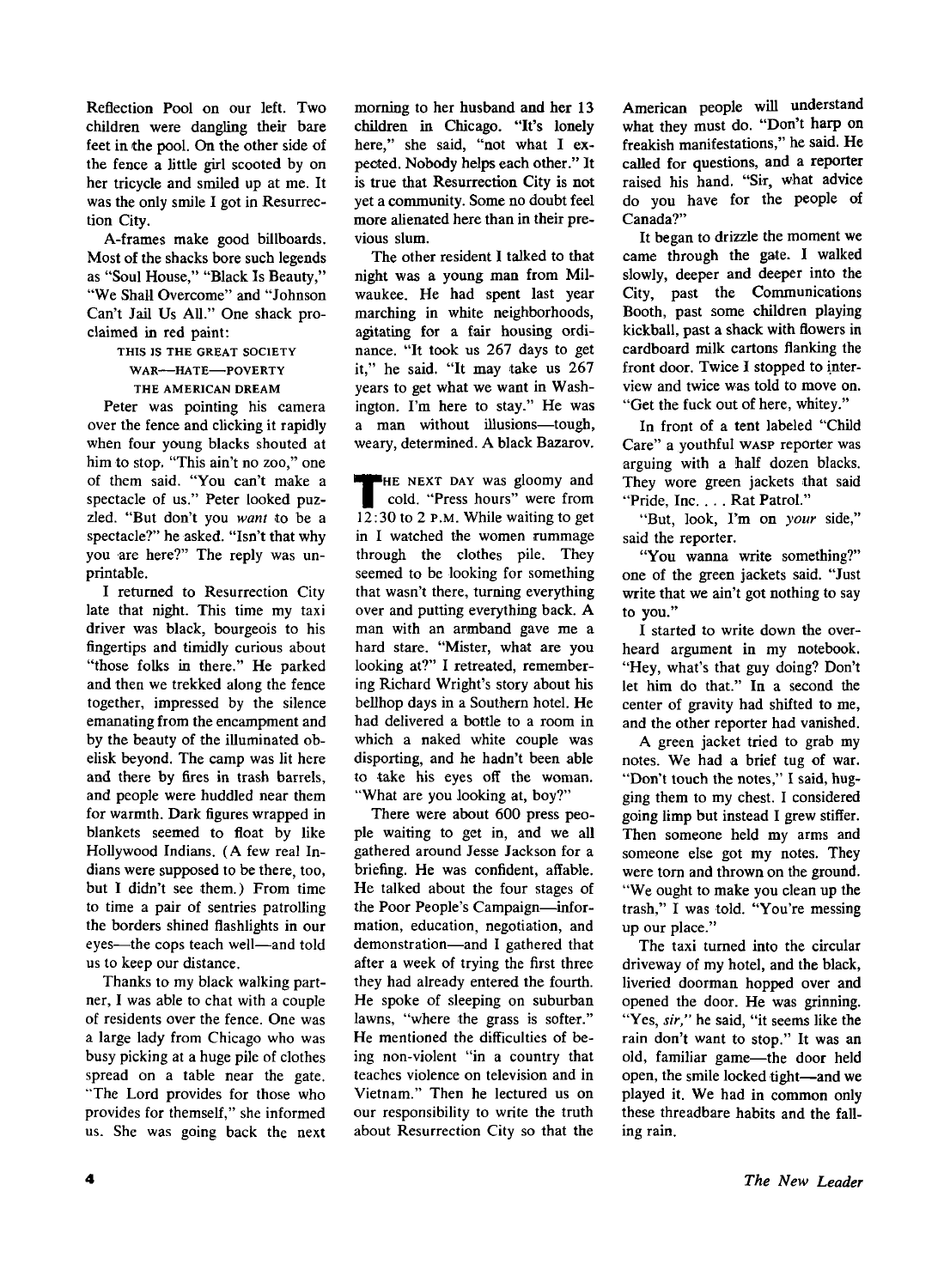Reflection Pool on our left. Two children were dangling their bare feet in the pool. On the other side of the fence a little girl scooted by on her tricycle and smiled up at me. It was the only smile I got in Resurrection City.

A-frames make good billboards. Most of the shacks bore such legends as "Soul House," "Black Is Beauty," "We Shall Overcome" and "Johnson Can't Jail Us All." One shack proclaimed in red paint:

THIS IS THE GREAT SOCIETY
WAR—HATE—POVERTY
THE AMERICAN DREAM

Peter was pointing his camera over the fence and clicking it rapidly when four young blacks shouted at him to stop. "This ain't no zoo," one of them said. "You can't make a spectacle of us." Peter looked puzzled. "But don't you *want* to be a spectacle?" he asked. "Isn't that why you are here?" The reply was unprintable.

I returned to Resurrection City late that night. This time my taxi driver was black, bourgeois to his fingertips and timidly curious about "those folks in there." He parked and then we trekked along the fence together, impressed by the silence emanating from the encampment and by the beauty of the illuminated obelisk beyond. The camp was lit here and there by fires in trash barrels, and people were huddled near them for warmth. Dark figures wrapped in blankets seemed to float by like Hollywood Indians. (A few real Indians were supposed to be there, too, but I didn't see them.) From time to time a pair of sentries patrolling the borders shined flashlights in our eyes—the cops teach well—and told us to keep our distance.

Thanks to my black walking partner, I was able to chat with a couple of residents over the fence. One was a large lady from Chicago who was busy picking at a huge pile of clothes spread on a table near the gate. "The Lord provides for those who provides for themself," she informed us. She was going back the next morning to her husband and her 13 children in Chicago. "It's lonely here," she said, "not what I expected. Nobody helps each other." It is true that Resurrection City is not yet a community. Some no doubt feel more alienated here than in their previous slum.

The other resident I talked to that night was a young man from Milwaukee. He had spent last year marching in white neighborhoods, agitating for a fair housing ordinance. "It took us 267 days to get it," he said. "It may take us 267 years to get what we want in Washington. I'm here to stay." He was a man without illusions—tough, weary, determined. A black Bazarov.

THE NEXT DAY was gloomy and cold. "Press hours" were from 12:30 to 2 P.M. While waiting to get in I watched the women rummage through the clothes pile. They seemed to be looking for something that wasn't there, turning everything over and putting everything back. A man with an armband gave me a hard stare. "Mister, what are you looking at?" I retreated, remembering Richard Wright's story about his bellhop days in a Southern hotel. He had delivered a bottle to a room in which a naked white couple was disporting, and he hadn't been able to take his eyes off the woman. "What are you looking at, boy?"

There were about 600 press people waiting to get in, and we all gathered around Jesse Jackson for a briefing. He was confident, affable. He talked about the four stages of the Poor People's Campaign—information, education, negotiation, and demonstration—and I gathered that after a week of trying the first three they had already entered the fourth. He spoke of sleeping on suburban lawns, "where the grass is softer." He mentioned the difficulties of being non-violent "in a country that teaches violence on television and in Vietnam." Then he lectured us on our responsibility to write the truth about Resurrection City so that the American people will understand what they must do. "Don't harp on freakish manifestations," he said. He called for questions, and a reporter raised his hand. "Sir, what advice do you have for the people of Canada?"

It began to drizzle the moment we came through the gate. I walked slowly, deeper and deeper into the City, past the Communications Booth, past some children playing kickball, past a shack with flowers in cardboard milk cartons flanking the front door. Twice I stopped to interview and twice was told to move on. "Get the fuck out of here, whitey."

In front of a tent labeled "Child Care" a youthful WASP reporter was arguing with a half dozen blacks. They wore green jackets that said "Pride, Inc. . . . Rat Patrol."

"But, look, I'm on *your* side," said the reporter.

"You wanna write something?" one of the green jackets said. "Just write that we ain't got nothing to say to you."

I started to write down the overheard argument in my notebook. "Hey, what's that guy doing? Don't let him do that." In a second the center of gravity had shifted to me, and the other reporter had vanished.

A green jacket tried to grab my notes. We had a brief tug of war. "Don't touch the notes," I said, hugging them to my chest. I considered going limp but instead I grew stiffer. Then someone held my arms and someone else got my notes. They were torn and thrown on the ground. "We ought to make you clean up the trash," I was told. "You're messing up our place."

The taxi turned into the circular driveway of my hotel, and the black, liveried doorman hopped over and opened the door. He was grinning. "Yes, *sir*," he said, "it seems like the rain don't want to stop." It was an old, familiar game—the door held open, the smile locked tight—and we played it. We had in common only these threadbare habits and the falling rain.